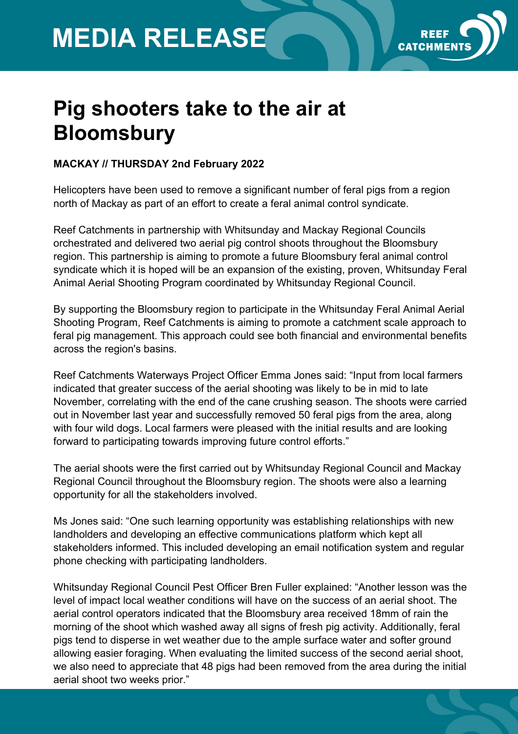# MEDIA RELEASE

REEF CATCHMENTS

## Pig shooters take to the air at Bloomsbury

**MACKAY // THURSDAY 2nd February 2022**

Helicopters have been used to remove a significant number of feral pigs from a region north of Mackay as part of an effort to create a feral animal control syndicate.

Reef Catchments in partnership with Whitsunday and Mackay Regional Councils orchestrated and delivered two aerial pig control shoots throughout the Bloomsbury region. This partnership is aiming to promote a future Bloomsbury feral animal control syndicate which it is hoped will be an expansion of the existing, proven, Whitsunday Feral Animal Aerial Shooting Program coordinated by Whitsunday Regional Council.

By supporting the Bloomsbury region to participate in the Whitsunday Feral Animal Aerial Shooting Program, Reef Catchments is aiming to promote a catchment scale approach to feral pig management. This approach could see both financial and environmental benefits across the region's basins.

Reef Catchments Waterways Project Officer Emma Jones said: "Input from local farmers indicated that greater success of the aerial shooting was likely to be in mid to late November, correlating with the end of the cane crushing season. The shoots were carried out in November last year and successfully removed 50 feral pigs from the area, along with four wild dogs. Local farmers were pleased with the initial results and are looking forward to participating towards improving future control efforts."

The aerial shoots were the first carried out by Whitsunday Regional Council and Mackay Regional Council throughout the Bloomsbury region. The shoots were also a learning opportunity for all the stakeholders involved.

Ms Jones said: "One such learning opportunity was establishing relationships with new landholders and developing an effective communications platform which kept all stakeholders informed. This included developing an email notification system and regular phone checking with participating landholders.

Whitsunday Regional Council Pest Officer Bren Fuller explained: "Another lesson was the level of impact local weather conditions will have on the success of an aerial shoot. The aerial control operators indicated that the Bloomsbury area received 18mm of rain the morning of the shoot which washed away all signs of fresh pig activity. Additionally, feral pigs tend to disperse in wet weather due to the ample surface water and softer ground allowing easier foraging. When evaluating the limited success of the second aerial shoot, we also need to appreciate that 48 pigs had been removed from the area during the initial aerial shoot two weeks prior."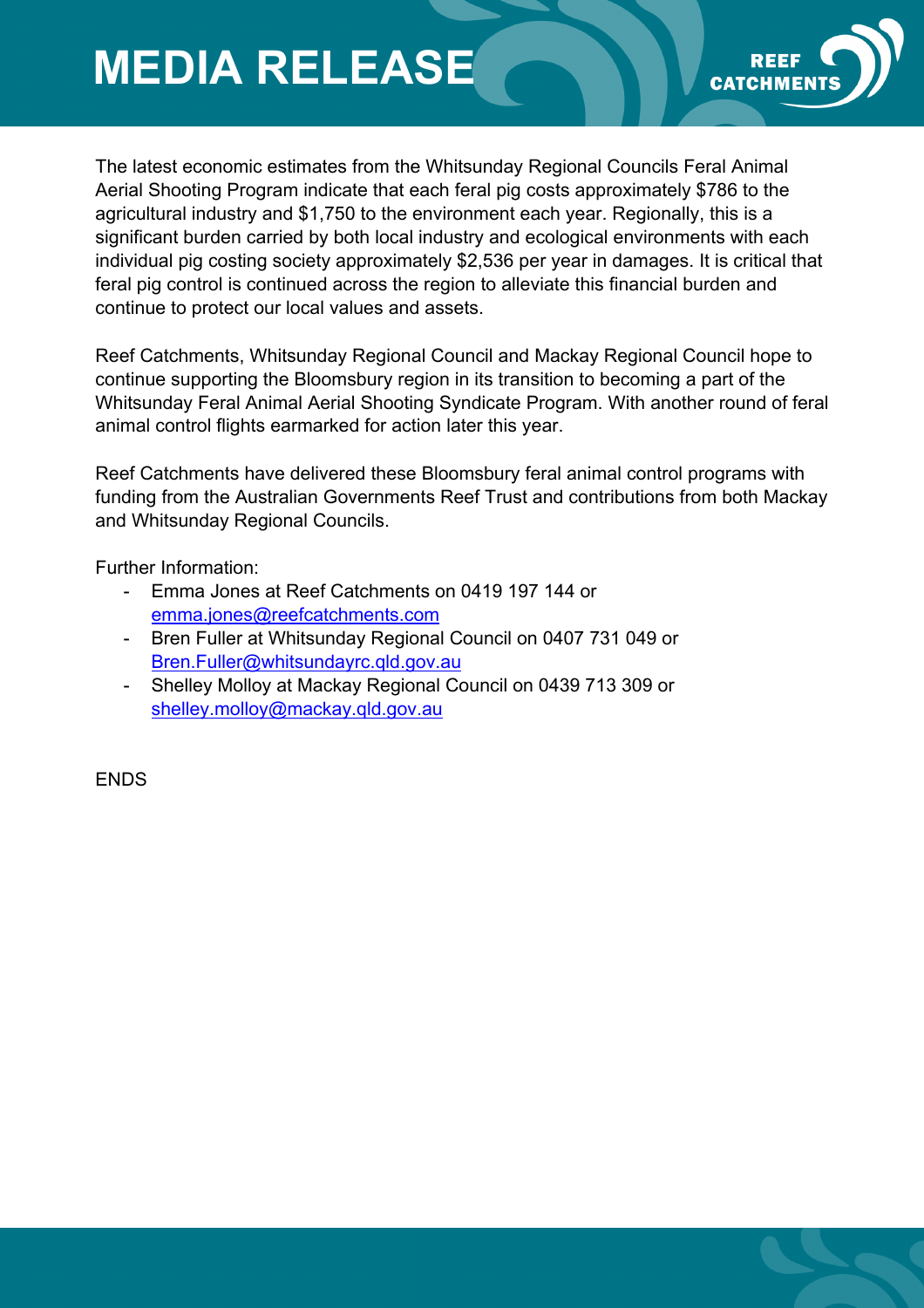# MEDIA RELEASE

The latest economic estimates from the Whitsunday Regional Councils Feral Animal Aerial Shooting Program indicate that each feral pig costs approximately $786 to the agricultural industry and $1,750 to the environment each year. Regionally, this is a significant burden carried by both local industry and ecological environments with each individual pig costing society approximately $2,536 per year in damages. It is critical that feral pig control is continued across the region to alleviate this financial burden and continue to protect our local values and assets.

Reef Catchments, Whitsunday Regional Council and Mackay Regional Council hope to continue supporting the Bloomsbury region in its transition to becoming a part of the Whitsunday Feral Animal Aerial Shooting Syndicate Program. With another round of feral animal control flights earmarked for action later this year.

Reef Catchments have delivered these Bloomsbury feral animal control programs with funding from the Australian Governments Reef Trust and contributions from both Mackay and Whitsunday Regional Councils.

Further Information:

- Emma Jones at Reef Catchments on 0419 197 144 or emma.jones@reefcatchments.com
- Bren Fuller at Whitsunday Regional Council on 0407 731 049 or Bren.Fuller@whitsundayrc.qld.gov.au
- Shelley Molloy at Mackay Regional Council on 0439 713 309 or shelley.molloy@mackay.qld.gov.au

ENDS